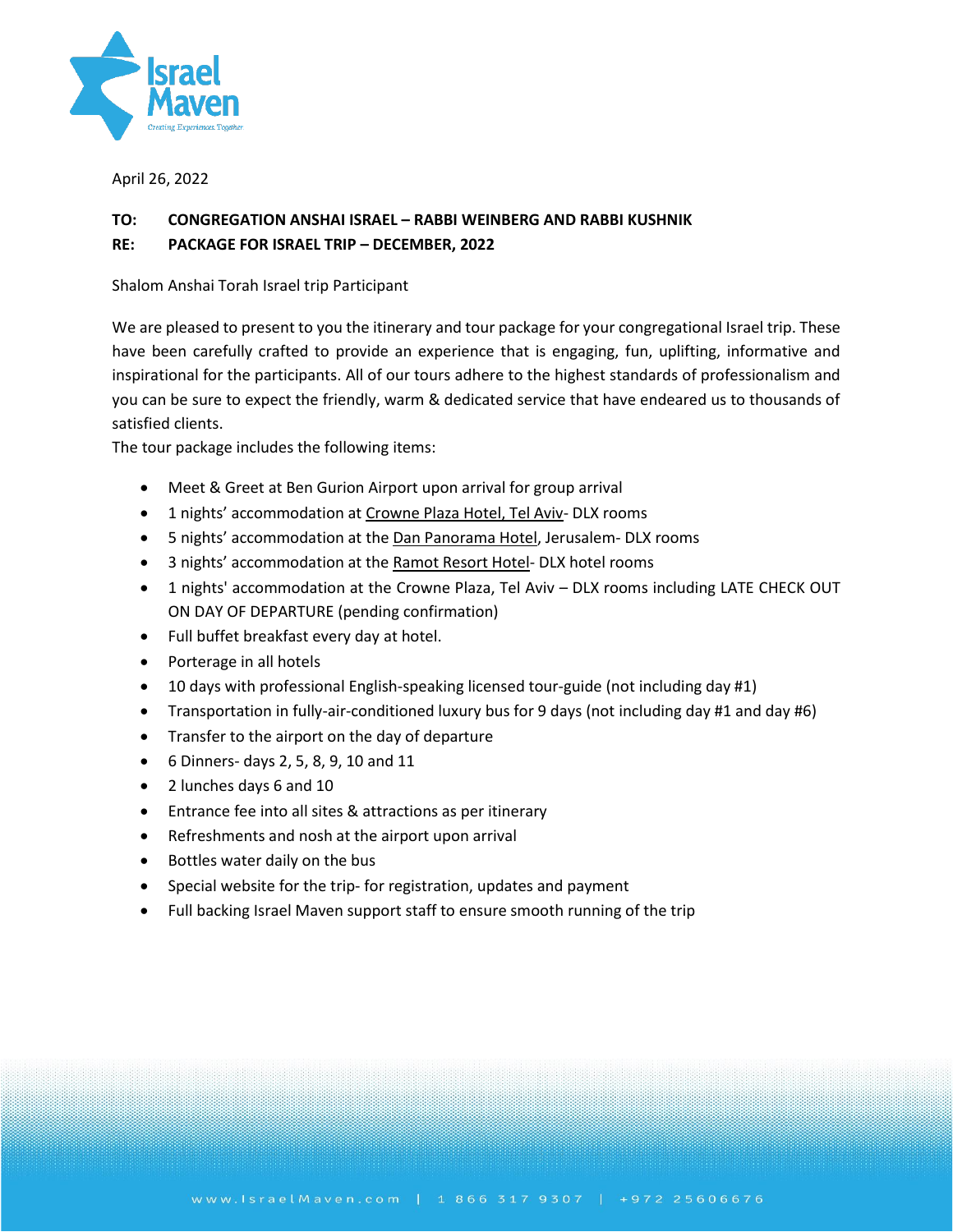April 26, 2022

**TO: CONGREGATION ANSHAI ISRAEL – RABBI WEINBERG AND RABBI KUSHNIK**

**RE: PACKAGE FOR ISRAEL TRIP – DECEMBER, 2022**

Shalom Anshai Torah Israel trip Participant

We are pleased to present to you the itinerary and tour package for your congregational Israel trip. These have been carefully crafted to provide an experience that is engaging, fun, uplifting, informative and inspirational for the participants. All of our tours adhere to the highest standards of professionalism and you can be sure to expect the friendly, warm & dedicated service that have endeared us to thousands of satisfied clients.

The tour package includes the following items:

- Meet & Greet at Ben Gurion Airport upon arrival for group arrival
- 1 nights' accommodation at Crowne Plaza Hotel, Tel Aviv- DLX rooms
- 5 nights' accommodation at the Dan Panorama Hotel, Jerusalem- DLX rooms
- 3 nights' accommodation at the Ramot Resort Hotel- DLX hotel rooms
- 1 nights' accommodation at the Crowne Plaza, Tel Aviv – DLX rooms including LATE CHECK OUT ON DAY OF DEPARTURE (pending confirmation)
- Full buffet breakfast every day at hotel.
- Porterage in all hotels
- 10 days with professional English-speaking licensed tour-guide (not including day #1)
- Transportation in fully-air-conditioned luxury bus for 9 days (not including day #1 and day #6)
- Transfer to the airport on the day of departure
- 6 Dinners- days 2, 5, 8, 9, 10 and 11
- 2 lunches days 6 and 10
- Entrance fee into all sites & attractions as per itinerary
- Refreshments and nosh at the airport upon arrival
- Bottles water daily on the bus
- Special website for the trip- for registration, updates and payment
- Full backing Israel Maven support staff to ensure smooth running of the trip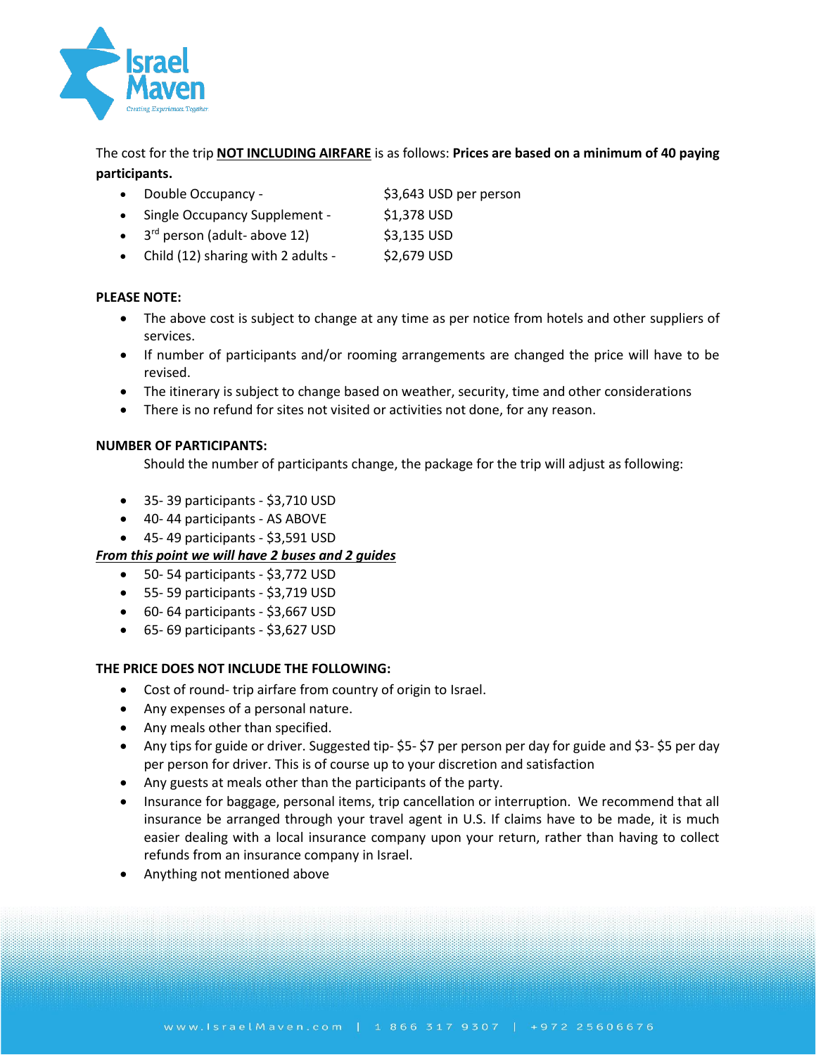The cost for the trip **NOT INCLUDING AIRFARE** is as follows: **Prices are based on a minimum of 40 paying participants.**

- Double Occupancy - $3,643 USD per person
- Single Occupancy Supplement - $1,378 USD
- 3rd person (adult- above 12) $3,135 USD
- Child (12) sharing with 2 adults - $2,679 USD

**PLEASE NOTE:**

- The above cost is subject to change at any time as per notice from hotels and other suppliers of services.
- If number of participants and/or rooming arrangements are changed the price will have to be revised.
- The itinerary is subject to change based on weather, security, time and other considerations
- There is no refund for sites not visited or activities not done, for any reason.

**NUMBER OF PARTICIPANTS:**

Should the number of participants change, the package for the trip will adjust as following:

- 35- 39 participants - $3,710 USD
- 40- 44 participants - AS ABOVE
- 45- 49 participants - $3,591 USD

***From this point we will have 2 buses and 2 guides***

- 50- 54 participants - $3,772 USD
- 55- 59 participants - $3,719 USD
- 60- 64 participants - $3,667 USD
- 65- 69 participants - $3,627 USD

**THE PRICE DOES NOT INCLUDE THE FOLLOWING:**

- Cost of round- trip airfare from country of origin to Israel.
- Any expenses of a personal nature.
- Any meals other than specified.
- Any tips for guide or driver. Suggested tip- $5- $7 per person per day for guide and $3- $5 per day per person for driver. This is of course up to your discretion and satisfaction
- Any guests at meals other than the participants of the party.
- Insurance for baggage, personal items, trip cancellation or interruption. We recommend that all insurance be arranged through your travel agent in U.S. If claims have to be made, it is much easier dealing with a local insurance company upon your return, rather than having to collect refunds from an insurance company in Israel.
- Anything not mentioned above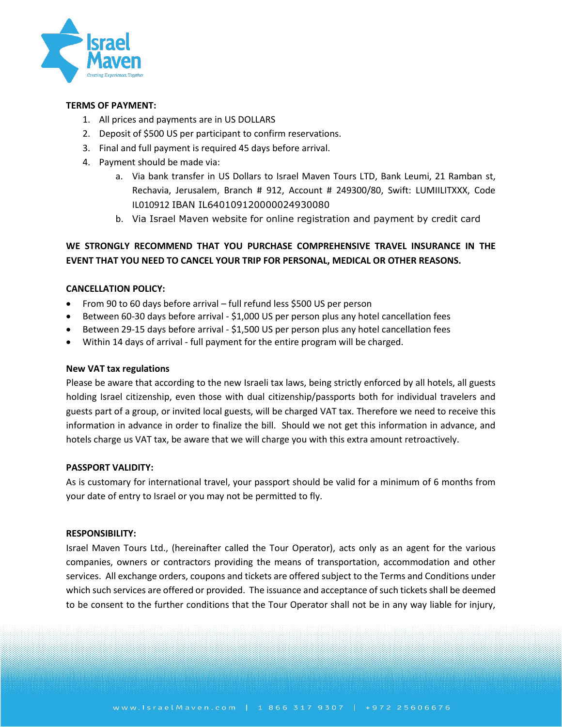**TERMS OF PAYMENT:**

1. All prices and payments are in US DOLLARS
2. Deposit of $500 US per participant to confirm reservations.
3. Final and full payment is required 45 days before arrival.
4. Payment should be made via:
   a. Via bank transfer in US Dollars to Israel Maven Tours LTD, Bank Leumi, 21 Ramban st, Rechavia, Jerusalem, Branch # 912, Account # 249300/80, Swift: LUMIILITXXX, Code IL010912 IBAN IL640109120000024930080
   b. Via Israel Maven website for online registration and payment by credit card

**WE STRONGLY RECOMMEND THAT YOU PURCHASE COMPREHENSIVE TRAVEL INSURANCE IN THE EVENT THAT YOU NEED TO CANCEL YOUR TRIP FOR PERSONAL, MEDICAL OR OTHER REASONS.**

**CANCELLATION POLICY:**

- From 90 to 60 days before arrival – full refund less $500 US per person
- Between 60-30 days before arrival - $1,000 US per person plus any hotel cancellation fees
- Between 29-15 days before arrival - $1,500 US per person plus any hotel cancellation fees
- Within 14 days of arrival - full payment for the entire program will be charged.

**New VAT tax regulations**

Please be aware that according to the new Israeli tax laws, being strictly enforced by all hotels, all guests holding Israel citizenship, even those with dual citizenship/passports both for individual travelers and guests part of a group, or invited local guests, will be charged VAT tax. Therefore we need to receive this information in advance in order to finalize the bill. Should we not get this information in advance, and hotels charge us VAT tax, be aware that we will charge you with this extra amount retroactively.

**PASSPORT VALIDITY:**

As is customary for international travel, your passport should be valid for a minimum of 6 months from your date of entry to Israel or you may not be permitted to fly.

**RESPONSIBILITY:**

Israel Maven Tours Ltd., (hereinafter called the Tour Operator), acts only as an agent for the various companies, owners or contractors providing the means of transportation, accommodation and other services. All exchange orders, coupons and tickets are offered subject to the Terms and Conditions under which such services are offered or provided. The issuance and acceptance of such tickets shall be deemed to be consent to the further conditions that the Tour Operator shall not be in any way liable for injury,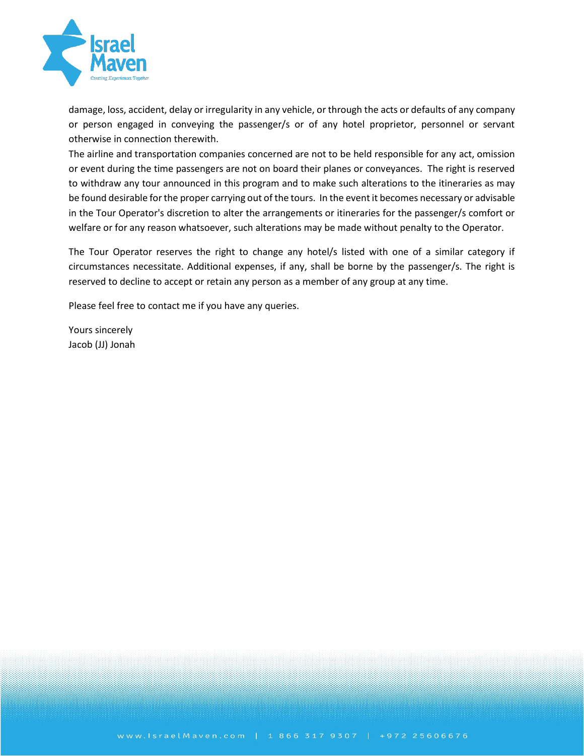damage, loss, accident, delay or irregularity in any vehicle, or through the acts or defaults of any company or person engaged in conveying the passenger/s or of any hotel proprietor, personnel or servant otherwise in connection therewith.
The airline and transportation companies concerned are not to be held responsible for any act, omission or event during the time passengers are not on board their planes or conveyances. The right is reserved to withdraw any tour announced in this program and to make such alterations to the itineraries as may be found desirable for the proper carrying out of the tours. In the event it becomes necessary or advisable in the Tour Operator's discretion to alter the arrangements or itineraries for the passenger/s comfort or welfare or for any reason whatsoever, such alterations may be made without penalty to the Operator.

The Tour Operator reserves the right to change any hotel/s listed with one of a similar category if circumstances necessitate. Additional expenses, if any, shall be borne by the passenger/s. The right is reserved to decline to accept or retain any person as a member of any group at any time.

Please feel free to contact me if you have any queries.

Yours sincerely
Jacob (JJ) Jonah